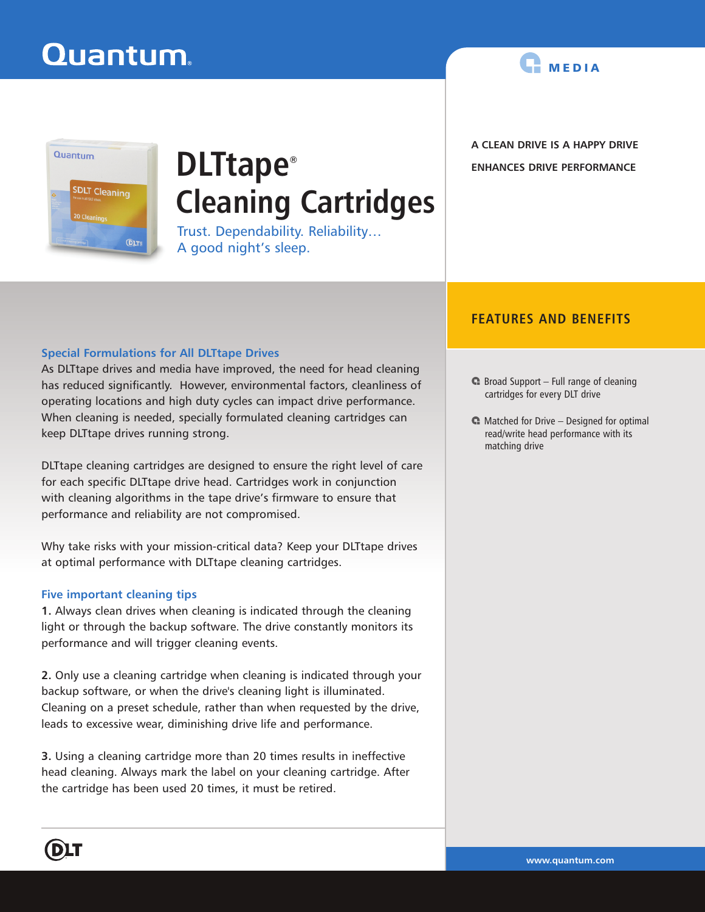Quantum.

MEDIA

# DLTtape® Cleaning Cartridges

Trust. Dependability. Reliability…
A good night's sleep.

**A CLEAN DRIVE IS A HAPPY DRIVE**

**ENHANCES DRIVE PERFORMANCE**

### Special Formulations for All DLTtape Drives

As DLTtape drives and media have improved, the need for head cleaning has reduced significantly. However, environmental factors, cleanliness of operating locations and high duty cycles can impact drive performance. When cleaning is needed, specially formulated cleaning cartridges can keep DLTtape drives running strong.

DLTtape cleaning cartridges are designed to ensure the right level of care for each specific DLTtape drive head. Cartridges work in conjunction with cleaning algorithms in the tape drive's firmware to ensure that performance and reliability are not compromised.

Why take risks with your mission-critical data? Keep your DLTtape drives at optimal performance with DLTtape cleaning cartridges.

### Five important cleaning tips

**1.** Always clean drives when cleaning is indicated through the cleaning light or through the backup software. The drive constantly monitors its performance and will trigger cleaning events.

**2.** Only use a cleaning cartridge when cleaning is indicated through your backup software, or when the drive's cleaning light is illuminated. Cleaning on a preset schedule, rather than when requested by the drive, leads to excessive wear, diminishing drive life and performance.

**3.** Using a cleaning cartridge more than 20 times results in ineffective head cleaning. Always mark the label on your cleaning cartridge. After the cartridge has been used 20 times, it must be retired.

## FEATURES AND BENEFITS

- Broad Support – Full range of cleaning cartridges for every DLT drive
- Matched for Drive – Designed for optimal read/write head performance with its matching drive

www.quantum.com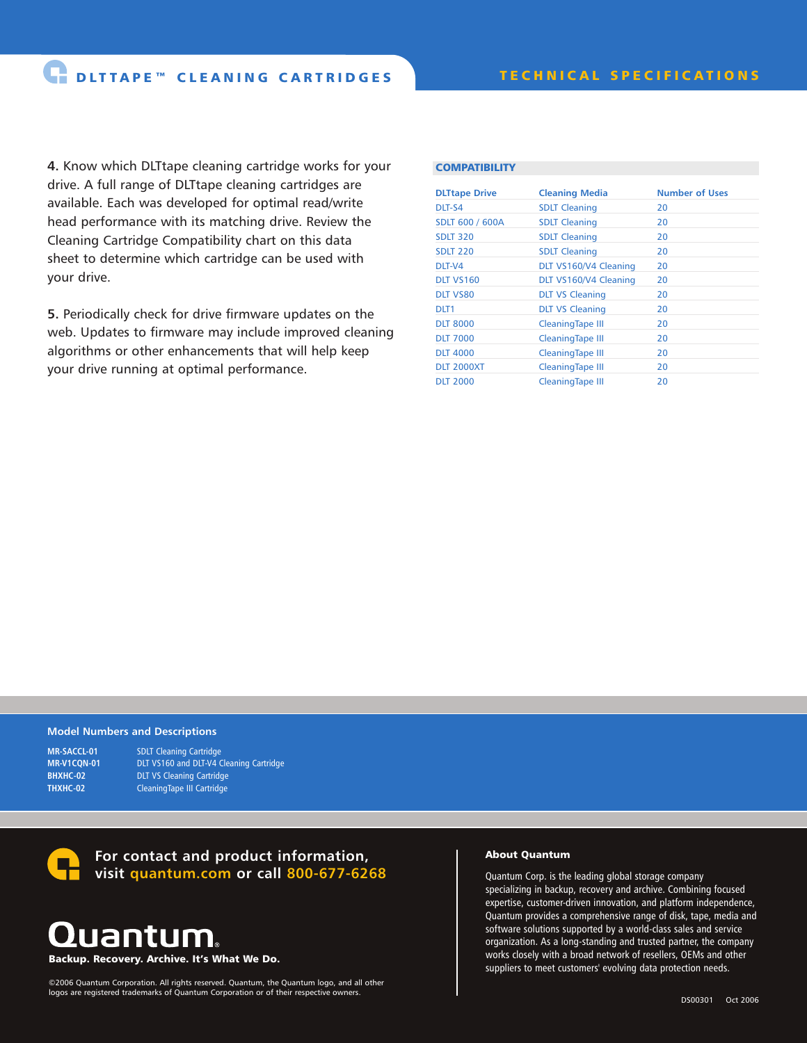4. Know which DLTtape cleaning cartridge works for your drive. A full range of DLTtape cleaning cartridges are available. Each was developed for optimal read/write head performance with its matching drive. Review the Cleaning Cartridge Compatibility chart on this data sheet to determine which cartridge can be used with your drive.

5. Periodically check for drive firmware updates on the web. Updates to firmware may include improved cleaning algorithms or other enhancements that will help keep your drive running at optimal performance.

## COMPATIBILITY

| DLTtape Drive | Cleaning Media | Number of Uses |
|---|---|---|
| DLT-S4 | SDLT Cleaning | 20 |
| SDLT 600 / 600A | SDLT Cleaning | 20 |
| SDLT 320 | SDLT Cleaning | 20 |
| SDLT 220 | SDLT Cleaning | 20 |
| DLT-V4 | DLT VS160/V4 Cleaning | 20 |
| DLT VS160 | DLT VS160/V4 Cleaning | 20 |
| DLT VS80 | DLT VS Cleaning | 20 |
| DLT1 | DLT VS Cleaning | 20 |
| DLT 8000 | CleaningTape III | 20 |
| DLT 7000 | CleaningTape III | 20 |
| DLT 4000 | CleaningTape III | 20 |
| DLT 2000XT | CleaningTape III | 20 |
| DLT 2000 | CleaningTape III | 20 |

### Model Numbers and Descriptions

| | |
|---|---|
| **MR-SACCL-01** | SDLT Cleaning Cartridge |
| **MR-V1CQN-01** | DLT VS160 and DLT-V4 Cleaning Cartridge |
| **BHXHC-02** | DLT VS Cleaning Cartridge |
| **THXHC-02** | CleaningTape III Cartridge |

**For contact and product information, visit quantum.com or call 800-677-6268**

Quantum.

**Backup. Recovery. Archive. It's What We Do.**

©2006 Quantum Corporation. All rights reserved. Quantum, the Quantum logo, and all other logos are registered trademarks of Quantum Corporation or of their respective owners.

**About Quantum**

Quantum Corp. is the leading global storage company specializing in backup, recovery and archive. Combining focused expertise, customer-driven innovation, and platform independence, Quantum provides a comprehensive range of disk, tape, media and software solutions supported by a world-class sales and service organization. As a long-standing and trusted partner, the company works closely with a broad network of resellers, OEMs and other suppliers to meet customers' evolving data protection needs.

DS00301 Oct 2006